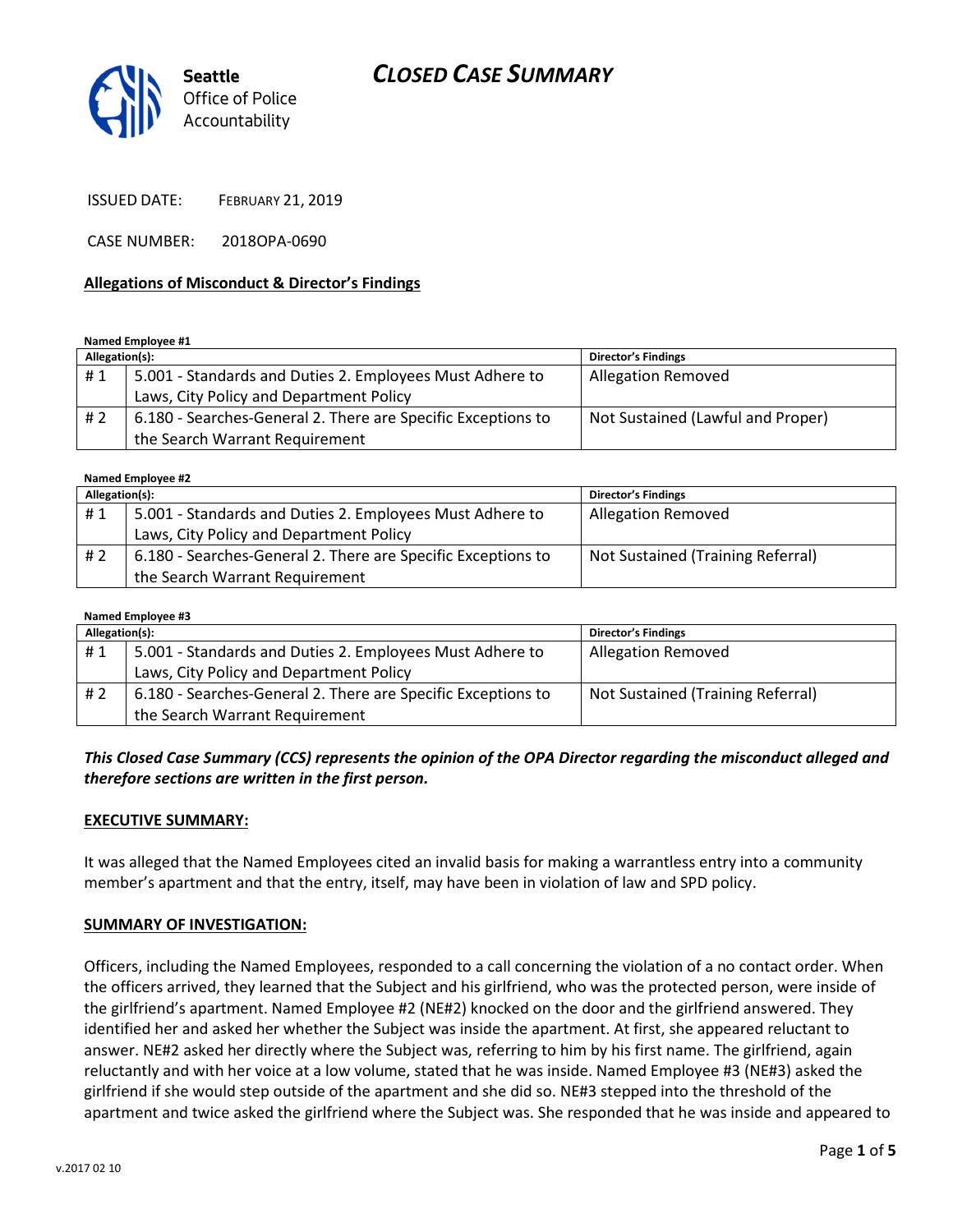# CLOSED CASE SUMMARY

**Seattle**
Office of Police
Accountability

ISSUED DATE: FEBRUARY 21, 2019

CASE NUMBER: 2018OPA-0690

**Allegations of Misconduct & Director's Findings**

**Named Employee #1**

| Allegation(s): | | Director's Findings |
|---|---|---|
| # 1 | 5.001 - Standards and Duties 2. Employees Must Adhere to Laws, City Policy and Department Policy | Allegation Removed |
| # 2 | 6.180 - Searches-General 2. There are Specific Exceptions to the Search Warrant Requirement | Not Sustained (Lawful and Proper) |

**Named Employee #2**

| Allegation(s): | | Director's Findings |
|---|---|---|
| # 1 | 5.001 - Standards and Duties 2. Employees Must Adhere to Laws, City Policy and Department Policy | Allegation Removed |
| # 2 | 6.180 - Searches-General 2. There are Specific Exceptions to the Search Warrant Requirement | Not Sustained (Training Referral) |

**Named Employee #3**

| Allegation(s): | | Director's Findings |
|---|---|---|
| # 1 | 5.001 - Standards and Duties 2. Employees Must Adhere to Laws, City Policy and Department Policy | Allegation Removed |
| # 2 | 6.180 - Searches-General 2. There are Specific Exceptions to the Search Warrant Requirement | Not Sustained (Training Referral) |

***This Closed Case Summary (CCS) represents the opinion of the OPA Director regarding the misconduct alleged and therefore sections are written in the first person.***

**EXECUTIVE SUMMARY:**

It was alleged that the Named Employees cited an invalid basis for making a warrantless entry into a community member's apartment and that the entry, itself, may have been in violation of law and SPD policy.

**SUMMARY OF INVESTIGATION:**

Officers, including the Named Employees, responded to a call concerning the violation of a no contact order. When the officers arrived, they learned that the Subject and his girlfriend, who was the protected person, were inside of the girlfriend's apartment. Named Employee #2 (NE#2) knocked on the door and the girlfriend answered. They identified her and asked her whether the Subject was inside the apartment. At first, she appeared reluctant to answer. NE#2 asked her directly where the Subject was, referring to him by his first name. The girlfriend, again reluctantly and with her voice at a low volume, stated that he was inside. Named Employee #3 (NE#3) asked the girlfriend if she would step outside of the apartment and she did so. NE#3 stepped into the threshold of the apartment and twice asked the girlfriend where the Subject was. She responded that he was inside and appeared to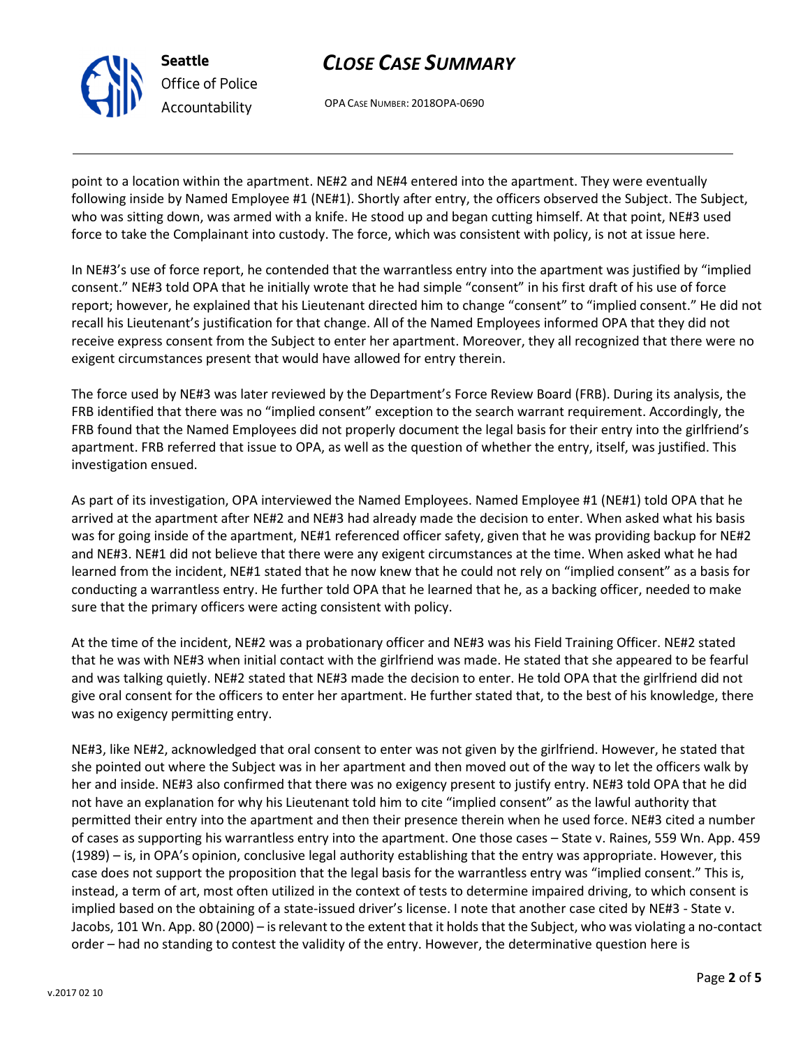point to a location within the apartment. NE#2 and NE#4 entered into the apartment. They were eventually following inside by Named Employee #1 (NE#1). Shortly after entry, the officers observed the Subject. The Subject, who was sitting down, was armed with a knife. He stood up and began cutting himself. At that point, NE#3 used force to take the Complainant into custody. The force, which was consistent with policy, is not at issue here.

In NE#3's use of force report, he contended that the warrantless entry into the apartment was justified by "implied consent." NE#3 told OPA that he initially wrote that he had simple "consent" in his first draft of his use of force report; however, he explained that his Lieutenant directed him to change "consent" to "implied consent." He did not recall his Lieutenant's justification for that change. All of the Named Employees informed OPA that they did not receive express consent from the Subject to enter her apartment. Moreover, they all recognized that there were no exigent circumstances present that would have allowed for entry therein.

The force used by NE#3 was later reviewed by the Department's Force Review Board (FRB). During its analysis, the FRB identified that there was no "implied consent" exception to the search warrant requirement. Accordingly, the FRB found that the Named Employees did not properly document the legal basis for their entry into the girlfriend's apartment. FRB referred that issue to OPA, as well as the question of whether the entry, itself, was justified. This investigation ensued.

As part of its investigation, OPA interviewed the Named Employees. Named Employee #1 (NE#1) told OPA that he arrived at the apartment after NE#2 and NE#3 had already made the decision to enter. When asked what his basis was for going inside of the apartment, NE#1 referenced officer safety, given that he was providing backup for NE#2 and NE#3. NE#1 did not believe that there were any exigent circumstances at the time. When asked what he had learned from the incident, NE#1 stated that he now knew that he could not rely on "implied consent" as a basis for conducting a warrantless entry. He further told OPA that he learned that he, as a backing officer, needed to make sure that the primary officers were acting consistent with policy.

At the time of the incident, NE#2 was a probationary officer and NE#3 was his Field Training Officer. NE#2 stated that he was with NE#3 when initial contact with the girlfriend was made. He stated that she appeared to be fearful and was talking quietly. NE#2 stated that NE#3 made the decision to enter. He told OPA that the girlfriend did not give oral consent for the officers to enter her apartment. He further stated that, to the best of his knowledge, there was no exigency permitting entry.

NE#3, like NE#2, acknowledged that oral consent to enter was not given by the girlfriend. However, he stated that she pointed out where the Subject was in her apartment and then moved out of the way to let the officers walk by her and inside. NE#3 also confirmed that there was no exigency present to justify entry. NE#3 told OPA that he did not have an explanation for why his Lieutenant told him to cite "implied consent" as the lawful authority that permitted their entry into the apartment and then their presence therein when he used force. NE#3 cited a number of cases as supporting his warrantless entry into the apartment. One those cases – State v. Raines, 559 Wn. App. 459 (1989) – is, in OPA's opinion, conclusive legal authority establishing that the entry was appropriate. However, this case does not support the proposition that the legal basis for the warrantless entry was "implied consent." This is, instead, a term of art, most often utilized in the context of tests to determine impaired driving, to which consent is implied based on the obtaining of a state-issued driver's license. I note that another case cited by NE#3 - State v. Jacobs, 101 Wn. App. 80 (2000) – is relevant to the extent that it holds that the Subject, who was violating a no-contact order – had no standing to contest the validity of the entry. However, the determinative question here is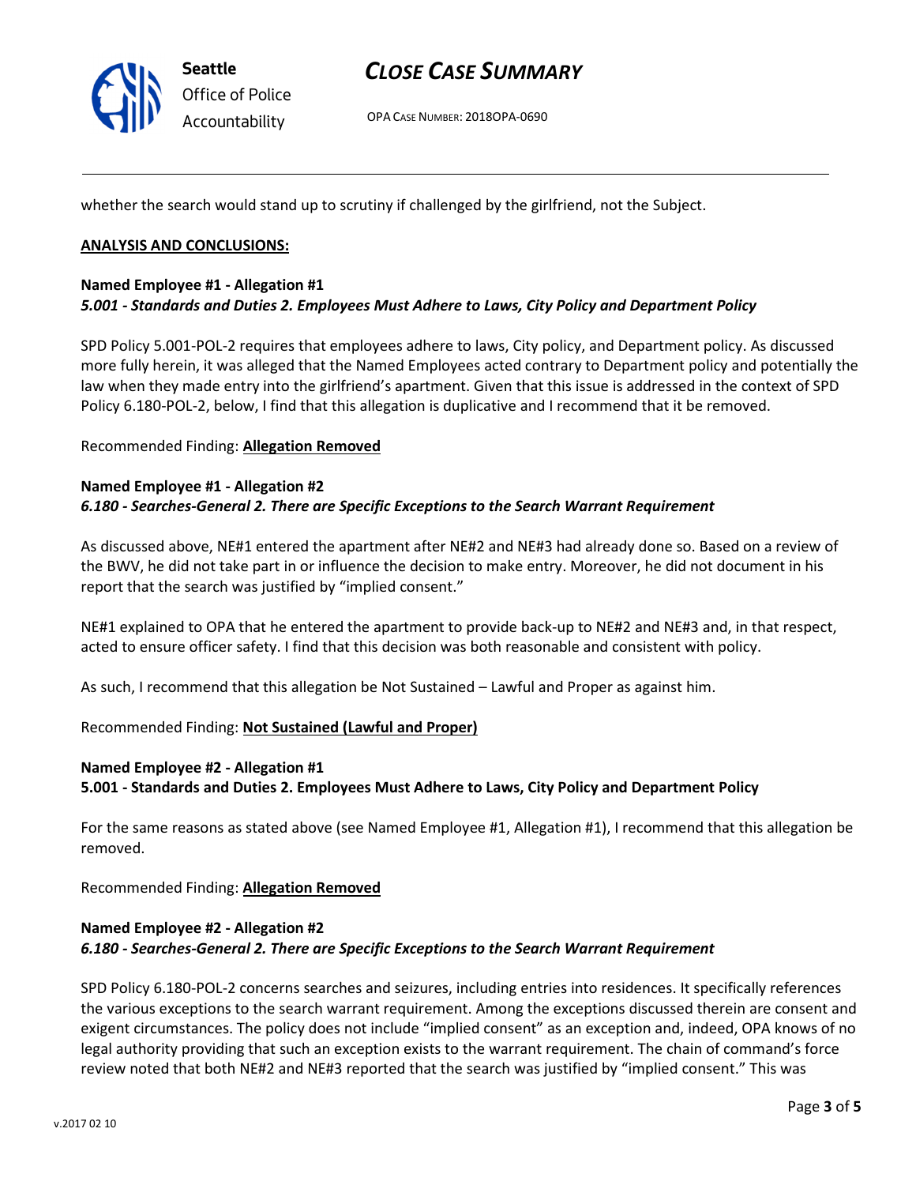whether the search would stand up to scrutiny if challenged by the girlfriend, not the Subject.

**ANALYSIS AND CONCLUSIONS:**

**Named Employee #1 - Allegation #1**
***5.001 - Standards and Duties 2. Employees Must Adhere to Laws, City Policy and Department Policy***

SPD Policy 5.001-POL-2 requires that employees adhere to laws, City policy, and Department policy. As discussed more fully herein, it was alleged that the Named Employees acted contrary to Department policy and potentially the law when they made entry into the girlfriend's apartment. Given that this issue is addressed in the context of SPD Policy 6.180-POL-2, below, I find that this allegation is duplicative and I recommend that it be removed.

Recommended Finding: **Allegation Removed**

**Named Employee #1 - Allegation #2**
***6.180 - Searches-General 2. There are Specific Exceptions to the Search Warrant Requirement***

As discussed above, NE#1 entered the apartment after NE#2 and NE#3 had already done so. Based on a review of the BWV, he did not take part in or influence the decision to make entry. Moreover, he did not document in his report that the search was justified by "implied consent."

NE#1 explained to OPA that he entered the apartment to provide back-up to NE#2 and NE#3 and, in that respect, acted to ensure officer safety. I find that this decision was both reasonable and consistent with policy.

As such, I recommend that this allegation be Not Sustained – Lawful and Proper as against him.

Recommended Finding: **Not Sustained (Lawful and Proper)**

**Named Employee #2 - Allegation #1**
**5.001 - Standards and Duties 2. Employees Must Adhere to Laws, City Policy and Department Policy**

For the same reasons as stated above (see Named Employee #1, Allegation #1), I recommend that this allegation be removed.

Recommended Finding: **Allegation Removed**

**Named Employee #2 - Allegation #2**
***6.180 - Searches-General 2. There are Specific Exceptions to the Search Warrant Requirement***

SPD Policy 6.180-POL-2 concerns searches and seizures, including entries into residences. It specifically references the various exceptions to the search warrant requirement. Among the exceptions discussed therein are consent and exigent circumstances. The policy does not include "implied consent" as an exception and, indeed, OPA knows of no legal authority providing that such an exception exists to the warrant requirement. The chain of command's force review noted that both NE#2 and NE#3 reported that the search was justified by "implied consent." This was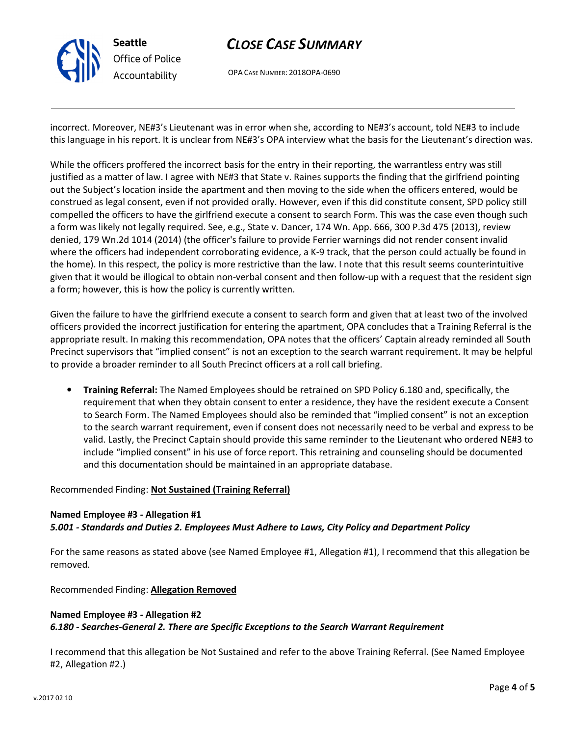incorrect. Moreover, NE#3's Lieutenant was in error when she, according to NE#3's account, told NE#3 to include this language in his report. It is unclear from NE#3's OPA interview what the basis for the Lieutenant's direction was.

While the officers proffered the incorrect basis for the entry in their reporting, the warrantless entry was still justified as a matter of law. I agree with NE#3 that State v. Raines supports the finding that the girlfriend pointing out the Subject's location inside the apartment and then moving to the side when the officers entered, would be construed as legal consent, even if not provided orally. However, even if this did constitute consent, SPD policy still compelled the officers to have the girlfriend execute a consent to search Form. This was the case even though such a form was likely not legally required. See, e.g., State v. Dancer, 174 Wn. App. 666, 300 P.3d 475 (2013), review denied, 179 Wn.2d 1014 (2014) (the officer's failure to provide Ferrier warnings did not render consent invalid where the officers had independent corroborating evidence, a K-9 track, that the person could actually be found in the home). In this respect, the policy is more restrictive than the law. I note that this result seems counterintuitive given that it would be illogical to obtain non-verbal consent and then follow-up with a request that the resident sign a form; however, this is how the policy is currently written.

Given the failure to have the girlfriend execute a consent to search form and given that at least two of the involved officers provided the incorrect justification for entering the apartment, OPA concludes that a Training Referral is the appropriate result. In making this recommendation, OPA notes that the officers' Captain already reminded all South Precinct supervisors that "implied consent" is not an exception to the search warrant requirement. It may be helpful to provide a broader reminder to all South Precinct officers at a roll call briefing.

- **Training Referral:** The Named Employees should be retrained on SPD Policy 6.180 and, specifically, the requirement that when they obtain consent to enter a residence, they have the resident execute a Consent to Search Form. The Named Employees should also be reminded that "implied consent" is not an exception to the search warrant requirement, even if consent does not necessarily need to be verbal and express to be valid. Lastly, the Precinct Captain should provide this same reminder to the Lieutenant who ordered NE#3 to include "implied consent" in his use of force report. This retraining and counseling should be documented and this documentation should be maintained in an appropriate database.

Recommended Finding: **Not Sustained (Training Referral)**

**Named Employee #3 - Allegation #1**
***5.001 - Standards and Duties 2. Employees Must Adhere to Laws, City Policy and Department Policy***

For the same reasons as stated above (see Named Employee #1, Allegation #1), I recommend that this allegation be removed.

Recommended Finding: **Allegation Removed**

**Named Employee #3 - Allegation #2**
***6.180 - Searches-General 2. There are Specific Exceptions to the Search Warrant Requirement***

I recommend that this allegation be Not Sustained and refer to the above Training Referral. (See Named Employee #2, Allegation #2.)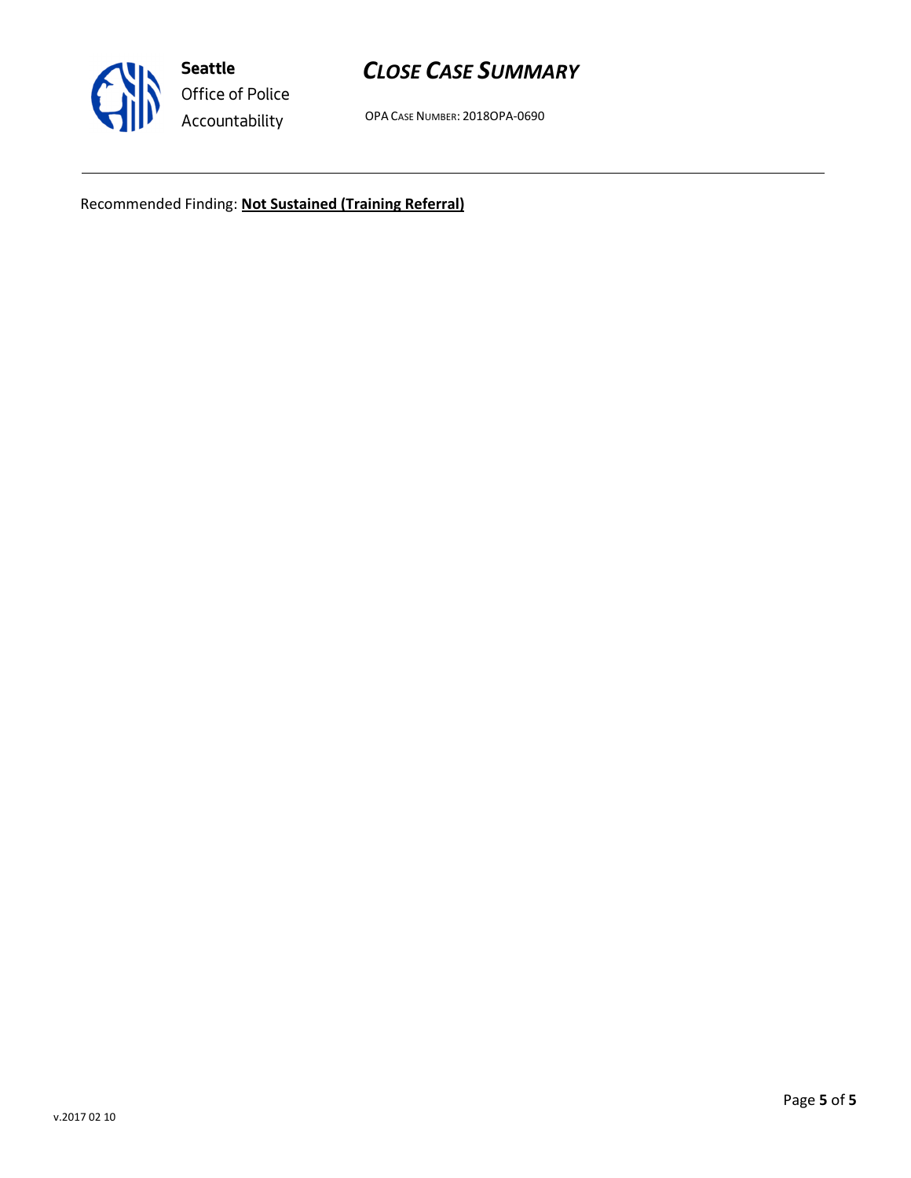Recommended Finding: **Not Sustained (Training Referral)**